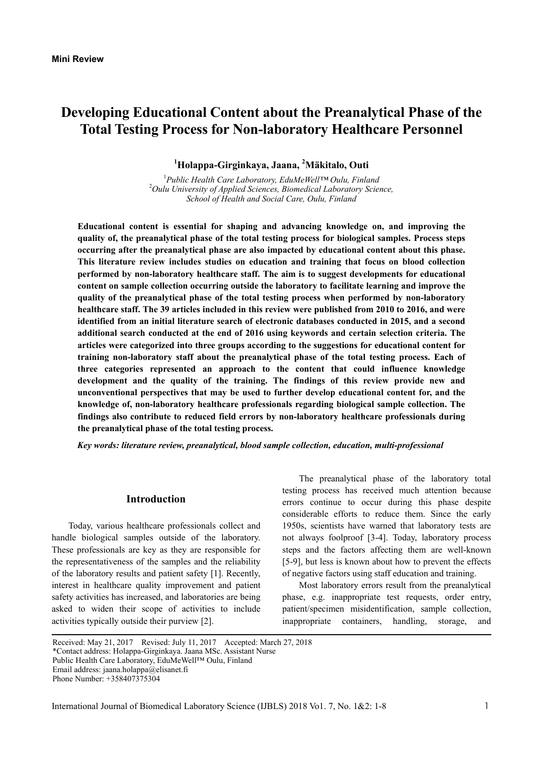**Mini Review**

# Developing Educational Content about the Preanalytical Phase of the Total Testing Process for Non-laboratory Healthcare Personnel

**[1]Holappa-Girginkaya, Jaana, [2]Mäkitalo, Outi**

[1]*Public Health Care Laboratory, EduMeWell™ Oulu, Finland*
[2]*Oulu University of Applied Sciences, Biomedical Laboratory Science, School of Health and Social Care, Oulu, Finland*

**Educational content is essential for shaping and advancing knowledge on, and improving the quality of, the preanalytical phase of the total testing process for biological samples. Process steps occurring after the preanalytical phase are also impacted by educational content about this phase. This literature review includes studies on education and training that focus on blood collection performed by non-laboratory healthcare staff. The aim is to suggest developments for educational content on sample collection occurring outside the laboratory to facilitate learning and improve the quality of the preanalytical phase of the total testing process when performed by non-laboratory healthcare staff. The 39 articles included in this review were published from 2010 to 2016, and were identified from an initial literature search of electronic databases conducted in 2015, and a second additional search conducted at the end of 2016 using keywords and certain selection criteria. The articles were categorized into three groups according to the suggestions for educational content for training non-laboratory staff about the preanalytical phase of the total testing process. Each of three categories represented an approach to the content that could influence knowledge development and the quality of the training. The findings of this review provide new and unconventional perspectives that may be used to further develop educational content for, and the knowledge of, non-laboratory healthcare professionals regarding biological sample collection. The findings also contribute to reduced field errors by non-laboratory healthcare professionals during the preanalytical phase of the total testing process.**

***Key words: literature review, preanalytical, blood sample collection, education, multi-professional***

## Introduction

Today, various healthcare professionals collect and handle biological samples outside of the laboratory. These professionals are key as they are responsible for the representativeness of the samples and the reliability of the laboratory results and patient safety [1]. Recently, interest in healthcare quality improvement and patient safety activities has increased, and laboratories are being asked to widen their scope of activities to include activities typically outside their purview [2].

The preanalytical phase of the laboratory total testing process has received much attention because errors continue to occur during this phase despite considerable efforts to reduce them. Since the early 1950s, scientists have warned that laboratory tests are not always foolproof [3-4]. Today, laboratory process steps and the factors affecting them are well-known [5-9], but less is known about how to prevent the effects of negative factors using staff education and training.

Most laboratory errors result from the preanalytical phase, e.g. inappropriate test requests, order entry, patient/specimen misidentification, sample collection, inappropriate containers, handling, storage, and

Received: May 21, 2017 Revised: July 11, 2017 Accepted: March 27, 2018
*Contact address: Holappa-Girginkaya. Jaana MSc. Assistant Nurse
Public Health Care Laboratory, EduMeWell™ Oulu, Finland
Email address: jaana.holappa@elisanet.fi
Phone Number: +358407375304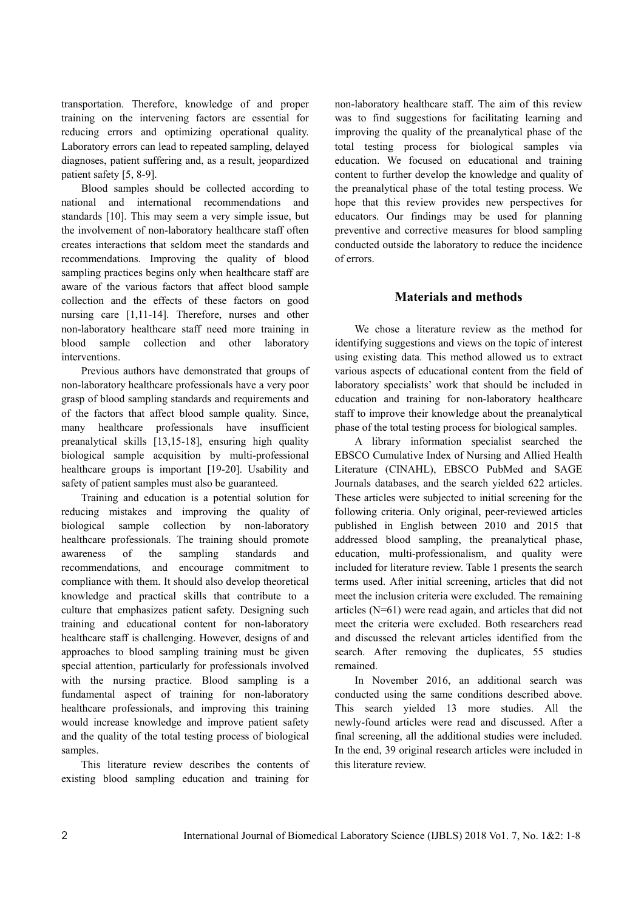transportation. Therefore, knowledge of and proper training on the intervening factors are essential for reducing errors and optimizing operational quality. Laboratory errors can lead to repeated sampling, delayed diagnoses, patient suffering and, as a result, jeopardized patient safety [5, 8-9].

Blood samples should be collected according to national and international recommendations and standards [10]. This may seem a very simple issue, but the involvement of non-laboratory healthcare staff often creates interactions that seldom meet the standards and recommendations. Improving the quality of blood sampling practices begins only when healthcare staff are aware of the various factors that affect blood sample collection and the effects of these factors on good nursing care [1,11-14]. Therefore, nurses and other non-laboratory healthcare staff need more training in blood sample collection and other laboratory interventions.

Previous authors have demonstrated that groups of non-laboratory healthcare professionals have a very poor grasp of blood sampling standards and requirements and of the factors that affect blood sample quality. Since, many healthcare professionals have insufficient preanalytical skills [13,15-18], ensuring high quality biological sample acquisition by multi-professional healthcare groups is important [19-20]. Usability and safety of patient samples must also be guaranteed.

Training and education is a potential solution for reducing mistakes and improving the quality of biological sample collection by non-laboratory healthcare professionals. The training should promote awareness of the sampling standards and recommendations, and encourage commitment to compliance with them. It should also develop theoretical knowledge and practical skills that contribute to a culture that emphasizes patient safety. Designing such training and educational content for non-laboratory healthcare staff is challenging. However, designs of and approaches to blood sampling training must be given special attention, particularly for professionals involved with the nursing practice. Blood sampling is a fundamental aspect of training for non-laboratory healthcare professionals, and improving this training would increase knowledge and improve patient safety and the quality of the total testing process of biological samples.

This literature review describes the contents of existing blood sampling education and training for non-laboratory healthcare staff. The aim of this review was to find suggestions for facilitating learning and improving the quality of the preanalytical phase of the total testing process for biological samples via education. We focused on educational and training content to further develop the knowledge and quality of the preanalytical phase of the total testing process. We hope that this review provides new perspectives for educators. Our findings may be used for planning preventive and corrective measures for blood sampling conducted outside the laboratory to reduce the incidence of errors.

## Materials and methods

We chose a literature review as the method for identifying suggestions and views on the topic of interest using existing data. This method allowed us to extract various aspects of educational content from the field of laboratory specialists' work that should be included in education and training for non-laboratory healthcare staff to improve their knowledge about the preanalytical phase of the total testing process for biological samples.

A library information specialist searched the EBSCO Cumulative Index of Nursing and Allied Health Literature (CINAHL), EBSCO PubMed and SAGE Journals databases, and the search yielded 622 articles. These articles were subjected to initial screening for the following criteria. Only original, peer-reviewed articles published in English between 2010 and 2015 that addressed blood sampling, the preanalytical phase, education, multi-professionalism, and quality were included for literature review. Table 1 presents the search terms used. After initial screening, articles that did not meet the inclusion criteria were excluded. The remaining articles (N=61) were read again, and articles that did not meet the criteria were excluded. Both researchers read and discussed the relevant articles identified from the search. After removing the duplicates, 55 studies remained.

In November 2016, an additional search was conducted using the same conditions described above. This search yielded 13 more studies. All the newly-found articles were read and discussed. After a final screening, all the additional studies were included. In the end, 39 original research articles were included in this literature review.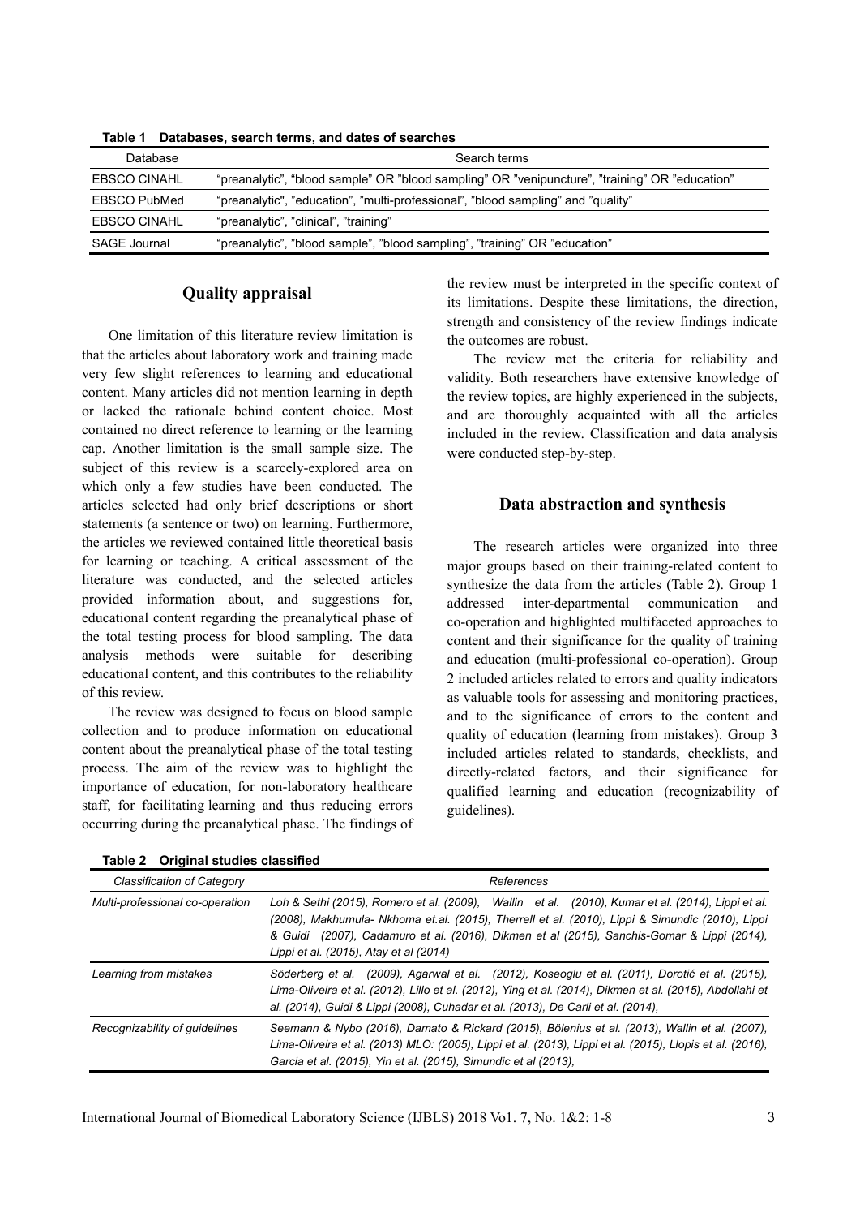**Table 1 Databases, search terms, and dates of searches**

| Database | Search terms |
|---|---|
| EBSCO CINAHL | "preanalytic", "blood sample" OR "blood sampling" OR "venipuncture", "training" OR "education" |
| EBSCO PubMed | "preanalytic", "education", "multi-professional", "blood sampling" and "quality" |
| EBSCO CINAHL | "preanalytic", "clinical", "training" |
| SAGE Journal | "preanalytic", "blood sample", "blood sampling", "training" OR "education" |

## Quality appraisal

One limitation of this literature review limitation is that the articles about laboratory work and training made very few slight references to learning and educational content. Many articles did not mention learning in depth or lacked the rationale behind content choice. Most contained no direct reference to learning or the learning cap. Another limitation is the small sample size. The subject of this review is a scarcely-explored area on which only a few studies have been conducted. The articles selected had only brief descriptions or short statements (a sentence or two) on learning. Furthermore, the articles we reviewed contained little theoretical basis for learning or teaching. A critical assessment of the literature was conducted, and the selected articles provided information about, and suggestions for, educational content regarding the preanalytical phase of the total testing process for blood sampling. The data analysis methods were suitable for describing educational content, and this contributes to the reliability of this review.

The review was designed to focus on blood sample collection and to produce information on educational content about the preanalytical phase of the total testing process. The aim of the review was to highlight the importance of education, for non-laboratory healthcare staff, for facilitating learning and thus reducing errors occurring during the preanalytical phase. The findings of the review must be interpreted in the specific context of its limitations. Despite these limitations, the direction, strength and consistency of the review findings indicate the outcomes are robust.

The review met the criteria for reliability and validity. Both researchers have extensive knowledge of the review topics, are highly experienced in the subjects, and are thoroughly acquainted with all the articles included in the review. Classification and data analysis were conducted step-by-step.

## Data abstraction and synthesis

The research articles were organized into three major groups based on their training-related content to synthesize the data from the articles (Table 2). Group 1 addressed inter-departmental communication and co-operation and highlighted multifaceted approaches to content and their significance for the quality of training and education (multi-professional co-operation). Group 2 included articles related to errors and quality indicators as valuable tools for assessing and monitoring practices, and to the significance of errors to the content and quality of education (learning from mistakes). Group 3 included articles related to standards, checklists, and directly-related factors, and their significance for qualified learning and education (recognizability of guidelines).

**Table 2 Original studies classified**

| *Classification of Category* | *References* |
|---|---|
| *Multi-professional co-operation* | *Loh & Sethi (2015), Romero et al. (2009), Wallin et al. (2010), Kumar et al. (2014), Lippi et al. (2008), Makhumula- Nkhoma et.al. (2015), Therrell et al. (2010), Lippi & Simundic (2010), Lippi & Guidi (2007), Cadamuro et al. (2016), Dikmen et al (2015), Sanchis-Gomar & Lippi (2014), Lippi et al. (2015), Atay et al (2014)* |
| *Learning from mistakes* | *Söderberg et al. (2009), Agarwal et al. (2012), Koseoglu et al. (2011), Dorotić et al. (2015), Lima-Oliveira et al. (2012), Lillo et al. (2012), Ying et al. (2014), Dikmen et al. (2015), Abdollahi et al. (2014), Guidi & Lippi (2008), Cuhadar et al. (2013), De Carli et al. (2014),* |
| *Recognizability of guidelines* | *Seemann & Nybo (2016), Damato & Rickard (2015), Bölenius et al. (2013), Wallin et al. (2007), Lima-Oliveira et al. (2013) MLO: (2005), Lippi et al. (2013), Lippi et al. (2015), Llopis et al. (2016), Garcia et al. (2015), Yin et al. (2015), Simundic et al (2013),* |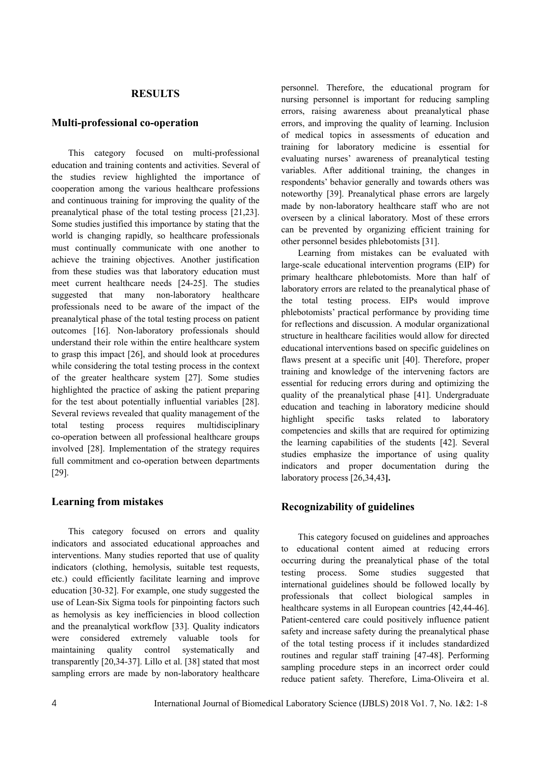## RESULTS

### Multi-professional co-operation

This category focused on multi-professional education and training contents and activities. Several of the studies review highlighted the importance of cooperation among the various healthcare professions and continuous training for improving the quality of the preanalytical phase of the total testing process [21,23]. Some studies justified this importance by stating that the world is changing rapidly, so healthcare professionals must continually communicate with one another to achieve the training objectives. Another justification from these studies was that laboratory education must meet current healthcare needs [24-25]. The studies suggested that many non-laboratory healthcare professionals need to be aware of the impact of the preanalytical phase of the total testing process on patient outcomes [16]. Non-laboratory professionals should understand their role within the entire healthcare system to grasp this impact [26], and should look at procedures while considering the total testing process in the context of the greater healthcare system [27]. Some studies highlighted the practice of asking the patient preparing for the test about potentially influential variables [28]. Several reviews revealed that quality management of the total testing process requires multidisciplinary co-operation between all professional healthcare groups involved [28]. Implementation of the strategy requires full commitment and co-operation between departments [29].

### Learning from mistakes

This category focused on errors and quality indicators and associated educational approaches and interventions. Many studies reported that use of quality indicators (clothing, hemolysis, suitable test requests, etc.) could efficiently facilitate learning and improve education [30-32]. For example, one study suggested the use of Lean-Six Sigma tools for pinpointing factors such as hemolysis as key inefficiencies in blood collection and the preanalytical workflow [33]. Quality indicators were considered extremely valuable tools for maintaining quality control systematically and transparently [20,34-37]. Lillo et al. [38] stated that most sampling errors are made by non-laboratory healthcare personnel. Therefore, the educational program for nursing personnel is important for reducing sampling errors, raising awareness about preanalytical phase errors, and improving the quality of learning. Inclusion of medical topics in assessments of education and training for laboratory medicine is essential for evaluating nurses' awareness of preanalytical testing variables. After additional training, the changes in respondents' behavior generally and towards others was noteworthy [39]. Preanalytical phase errors are largely made by non-laboratory healthcare staff who are not overseen by a clinical laboratory. Most of these errors can be prevented by organizing efficient training for other personnel besides phlebotomists [31].

Learning from mistakes can be evaluated with large-scale educational intervention programs (EIP) for primary healthcare phlebotomists. More than half of laboratory errors are related to the preanalytical phase of the total testing process. EIPs would improve phlebotomists' practical performance by providing time for reflections and discussion. A modular organizational structure in healthcare facilities would allow for directed educational interventions based on specific guidelines on flaws present at a specific unit [40]. Therefore, proper training and knowledge of the intervening factors are essential for reducing errors during and optimizing the quality of the preanalytical phase [41]. Undergraduate education and teaching in laboratory medicine should highlight specific tasks related to laboratory competencies and skills that are required for optimizing the learning capabilities of the students [42]. Several studies emphasize the importance of using quality indicators and proper documentation during the laboratory process [26,34,43].

### Recognizability of guidelines

This category focused on guidelines and approaches to educational content aimed at reducing errors occurring during the preanalytical phase of the total testing process. Some studies suggested that international guidelines should be followed locally by professionals that collect biological samples in healthcare systems in all European countries [42,44-46]. Patient-centered care could positively influence patient safety and increase safety during the preanalytical phase of the total testing process if it includes standardized routines and regular staff training [47-48]. Performing sampling procedure steps in an incorrect order could reduce patient safety. Therefore, Lima-Oliveira et al.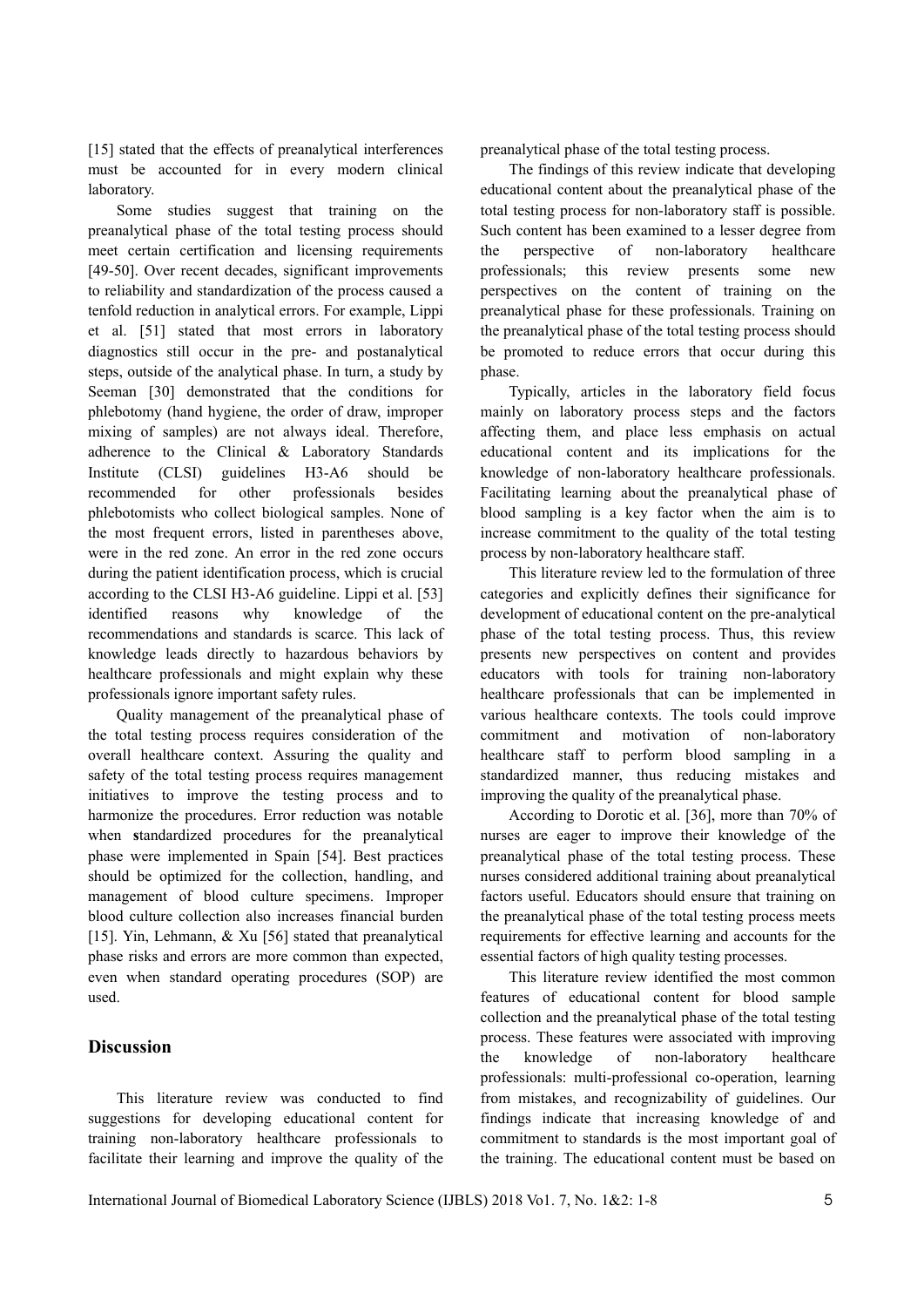[15] stated that the effects of preanalytical interferences must be accounted for in every modern clinical laboratory.

Some studies suggest that training on the preanalytical phase of the total testing process should meet certain certification and licensing requirements [49-50]. Over recent decades, significant improvements to reliability and standardization of the process caused a tenfold reduction in analytical errors. For example, Lippi et al. [51] stated that most errors in laboratory diagnostics still occur in the pre- and postanalytical steps, outside of the analytical phase. In turn, a study by Seeman [30] demonstrated that the conditions for phlebotomy (hand hygiene, the order of draw, improper mixing of samples) are not always ideal. Therefore, adherence to the Clinical & Laboratory Standards Institute (CLSI) guidelines H3-A6 should be recommended for other professionals besides phlebotomists who collect biological samples. None of the most frequent errors, listed in parentheses above, were in the red zone. An error in the red zone occurs during the patient identification process, which is crucial according to the CLSI H3-A6 guideline. Lippi et al. [53] identified reasons why knowledge of the recommendations and standards is scarce. This lack of knowledge leads directly to hazardous behaviors by healthcare professionals and might explain why these professionals ignore important safety rules.

Quality management of the preanalytical phase of the total testing process requires consideration of the overall healthcare context. Assuring the quality and safety of the total testing process requires management initiatives to improve the testing process and to harmonize the procedures. Error reduction was notable when standardized procedures for the preanalytical phase were implemented in Spain [54]. Best practices should be optimized for the collection, handling, and management of blood culture specimens. Improper blood culture collection also increases financial burden [15]. Yin, Lehmann, & Xu [56] stated that preanalytical phase risks and errors are more common than expected, even when standard operating procedures (SOP) are used.

## Discussion

This literature review was conducted to find suggestions for developing educational content for training non-laboratory healthcare professionals to facilitate their learning and improve the quality of the preanalytical phase of the total testing process.

The findings of this review indicate that developing educational content about the preanalytical phase of the total testing process for non-laboratory staff is possible. Such content has been examined to a lesser degree from the perspective of non-laboratory healthcare professionals; this review presents some new perspectives on the content of training on the preanalytical phase for these professionals. Training on the preanalytical phase of the total testing process should be promoted to reduce errors that occur during this phase.

Typically, articles in the laboratory field focus mainly on laboratory process steps and the factors affecting them, and place less emphasis on actual educational content and its implications for the knowledge of non-laboratory healthcare professionals. Facilitating learning about the preanalytical phase of blood sampling is a key factor when the aim is to increase commitment to the quality of the total testing process by non-laboratory healthcare staff.

This literature review led to the formulation of three categories and explicitly defines their significance for development of educational content on the pre-analytical phase of the total testing process. Thus, this review presents new perspectives on content and provides educators with tools for training non-laboratory healthcare professionals that can be implemented in various healthcare contexts. The tools could improve commitment and motivation of non-laboratory healthcare staff to perform blood sampling in a standardized manner, thus reducing mistakes and improving the quality of the preanalytical phase.

According to Dorotic et al. [36], more than 70% of nurses are eager to improve their knowledge of the preanalytical phase of the total testing process. These nurses considered additional training about preanalytical factors useful. Educators should ensure that training on the preanalytical phase of the total testing process meets requirements for effective learning and accounts for the essential factors of high quality testing processes.

This literature review identified the most common features of educational content for blood sample collection and the preanalytical phase of the total testing process. These features were associated with improving the knowledge of non-laboratory healthcare professionals: multi-professional co-operation, learning from mistakes, and recognizability of guidelines. Our findings indicate that increasing knowledge of and commitment to standards is the most important goal of the training. The educational content must be based on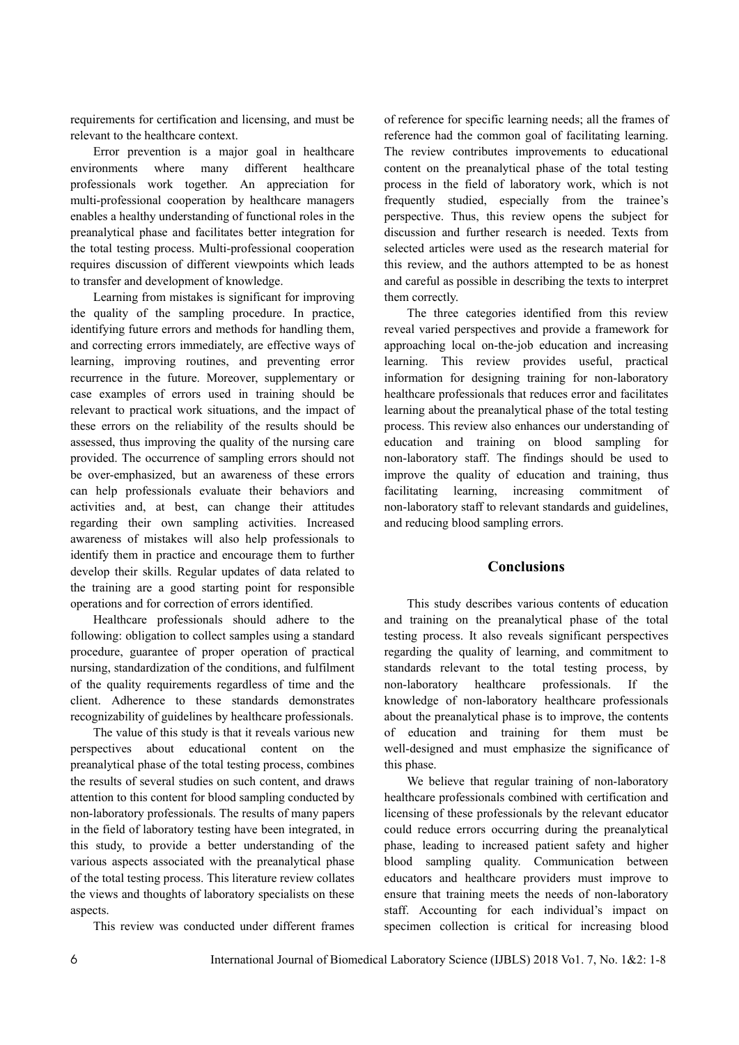requirements for certification and licensing, and must be relevant to the healthcare context.

Error prevention is a major goal in healthcare environments where many different healthcare professionals work together. An appreciation for multi-professional cooperation by healthcare managers enables a healthy understanding of functional roles in the preanalytical phase and facilitates better integration for the total testing process. Multi-professional cooperation requires discussion of different viewpoints which leads to transfer and development of knowledge.

Learning from mistakes is significant for improving the quality of the sampling procedure. In practice, identifying future errors and methods for handling them, and correcting errors immediately, are effective ways of learning, improving routines, and preventing error recurrence in the future. Moreover, supplementary or case examples of errors used in training should be relevant to practical work situations, and the impact of these errors on the reliability of the results should be assessed, thus improving the quality of the nursing care provided. The occurrence of sampling errors should not be over-emphasized, but an awareness of these errors can help professionals evaluate their behaviors and activities and, at best, can change their attitudes regarding their own sampling activities. Increased awareness of mistakes will also help professionals to identify them in practice and encourage them to further develop their skills. Regular updates of data related to the training are a good starting point for responsible operations and for correction of errors identified.

Healthcare professionals should adhere to the following: obligation to collect samples using a standard procedure, guarantee of proper operation of practical nursing, standardization of the conditions, and fulfilment of the quality requirements regardless of time and the client. Adherence to these standards demonstrates recognizability of guidelines by healthcare professionals.

The value of this study is that it reveals various new perspectives about educational content on the preanalytical phase of the total testing process, combines the results of several studies on such content, and draws attention to this content for blood sampling conducted by non-laboratory professionals. The results of many papers in the field of laboratory testing have been integrated, in this study, to provide a better understanding of the various aspects associated with the preanalytical phase of the total testing process. This literature review collates the views and thoughts of laboratory specialists on these aspects.

This review was conducted under different frames of reference for specific learning needs; all the frames of reference had the common goal of facilitating learning. The review contributes improvements to educational content on the preanalytical phase of the total testing process in the field of laboratory work, which is not frequently studied, especially from the trainee's perspective. Thus, this review opens the subject for discussion and further research is needed. Texts from selected articles were used as the research material for this review, and the authors attempted to be as honest and careful as possible in describing the texts to interpret them correctly.

The three categories identified from this review reveal varied perspectives and provide a framework for approaching local on-the-job education and increasing learning. This review provides useful, practical information for designing training for non-laboratory healthcare professionals that reduces error and facilitates learning about the preanalytical phase of the total testing process. This review also enhances our understanding of education and training on blood sampling for non-laboratory staff. The findings should be used to improve the quality of education and training, thus facilitating learning, increasing commitment of non-laboratory staff to relevant standards and guidelines, and reducing blood sampling errors.

## Conclusions

This study describes various contents of education and training on the preanalytical phase of the total testing process. It also reveals significant perspectives regarding the quality of learning, and commitment to standards relevant to the total testing process, by non-laboratory healthcare professionals. If the knowledge of non-laboratory healthcare professionals about the preanalytical phase is to improve, the contents of education and training for them must be well-designed and must emphasize the significance of this phase.

We believe that regular training of non-laboratory healthcare professionals combined with certification and licensing of these professionals by the relevant educator could reduce errors occurring during the preanalytical phase, leading to increased patient safety and higher blood sampling quality. Communication between educators and healthcare providers must improve to ensure that training meets the needs of non-laboratory staff. Accounting for each individual's impact on specimen collection is critical for increasing blood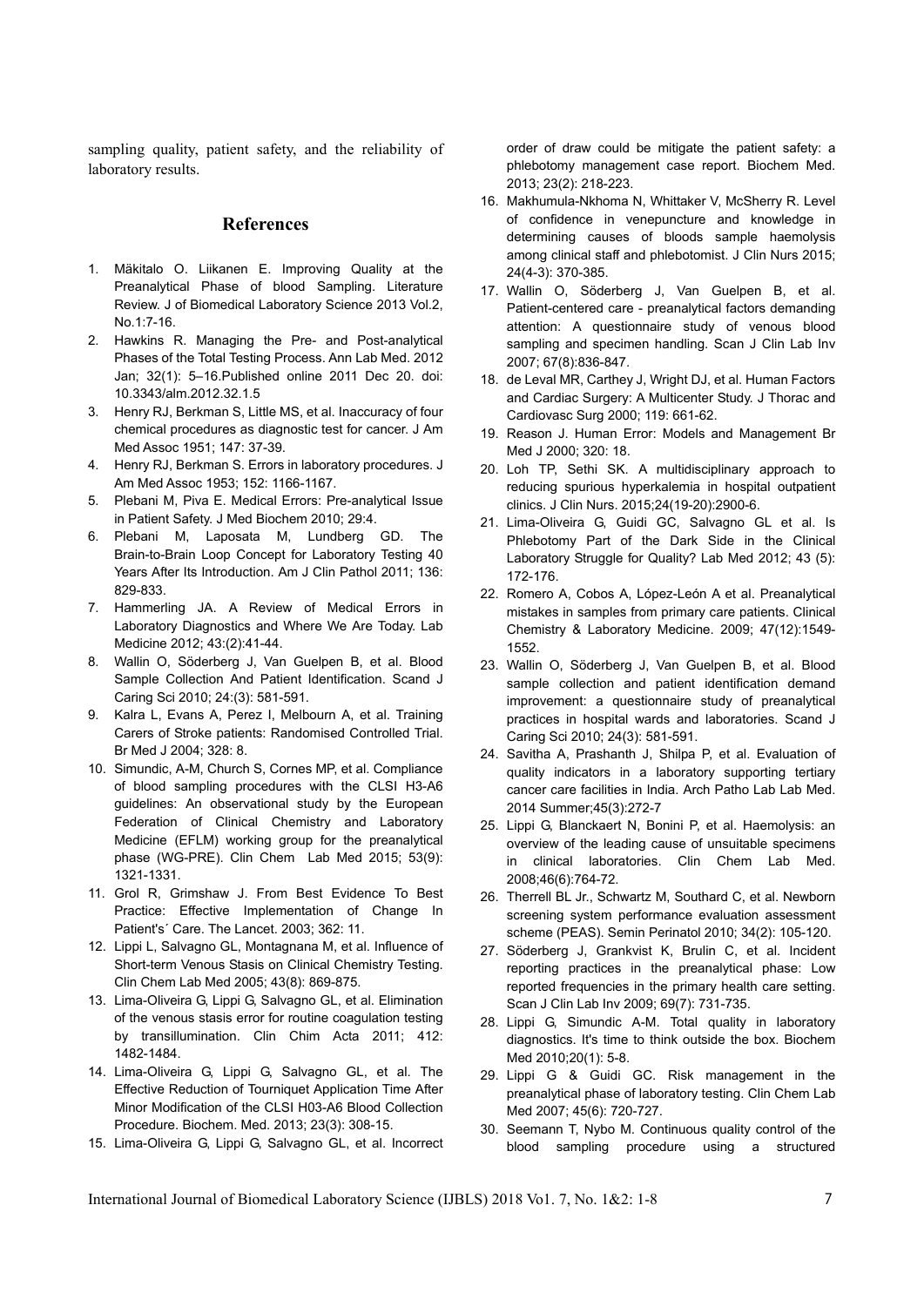sampling quality, patient safety, and the reliability of laboratory results.

## References

1. Mäkitalo O. Liikanen E. Improving Quality at the Preanalytical Phase of blood Sampling. Literature Review. J of Biomedical Laboratory Science 2013 Vol.2, No.1:7-16.
2. Hawkins R. Managing the Pre- and Post-analytical Phases of the Total Testing Process. Ann Lab Med. 2012 Jan; 32(1): 5–16.Published online 2011 Dec 20. doi: 10.3343/alm.2012.32.1.5
3. Henry RJ, Berkman S, Little MS, et al. Inaccuracy of four chemical procedures as diagnostic test for cancer. J Am Med Assoc 1951; 147: 37-39.
4. Henry RJ, Berkman S. Errors in laboratory procedures. J Am Med Assoc 1953; 152: 1166-1167.
5. Plebani M, Piva E. Medical Errors: Pre-analytical Issue in Patient Safety. J Med Biochem 2010; 29:4.
6. Plebani M, Laposata M, Lundberg GD. The Brain-to-Brain Loop Concept for Laboratory Testing 40 Years After Its Introduction. Am J Clin Pathol 2011; 136: 829-833.
7. Hammerling JA. A Review of Medical Errors in Laboratory Diagnostics and Where We Are Today. Lab Medicine 2012; 43:(2):41-44.
8. Wallin O, Söderberg J, Van Guelpen B, et al. Blood Sample Collection And Patient Identification. Scand J Caring Sci 2010; 24:(3): 581-591.
9. Kalra L, Evans A, Perez I, Melbourn A, et al. Training Carers of Stroke patients: Randomised Controlled Trial. Br Med J 2004; 328: 8.
10. Simundic, A-M, Church S, Cornes MP, et al. Compliance of blood sampling procedures with the CLSI H3-A6 guidelines: An observational study by the European Federation of Clinical Chemistry and Laboratory Medicine (EFLM) working group for the preanalytical phase (WG-PRE). Clin Chem Lab Med 2015; 53(9): 1321-1331.
11. Grol R, Grimshaw J. From Best Evidence To Best Practice: Effective Implementation of Change In Patient's´ Care. The Lancet. 2003; 362: 11.
12. Lippi L, Salvagno GL, Montagnana M, et al. Influence of Short-term Venous Stasis on Clinical Chemistry Testing. Clin Chem Lab Med 2005; 43(8): 869-875.
13. Lima-Oliveira G, Lippi G, Salvagno GL, et al. Elimination of the venous stasis error for routine coagulation testing by transillumination. Clin Chim Acta 2011; 412: 1482-1484.
14. Lima-Oliveira G, Lippi G, Salvagno GL, et al. The Effective Reduction of Tourniquet Application Time After Minor Modification of the CLSI H03-A6 Blood Collection Procedure. Biochem. Med. 2013; 23(3): 308-15.
15. Lima-Oliveira G, Lippi G, Salvagno GL, et al. Incorrect order of draw could be mitigate the patient safety: a phlebotomy management case report. Biochem Med. 2013; 23(2): 218-223.
16. Makhumula-Nkhoma N, Whittaker V, McSherry R. Level of confidence in venepuncture and knowledge in determining causes of bloods sample haemolysis among clinical staff and phlebotomist. J Clin Nurs 2015; 24(4-3): 370-385.
17. Wallin O, Söderberg J, Van Guelpen B, et al. Patient-centered care - preanalytical factors demanding attention: A questionnaire study of venous blood sampling and specimen handling. Scan J Clin Lab Inv 2007; 67(8):836-847.
18. de Leval MR, Carthey J, Wright DJ, et al. Human Factors and Cardiac Surgery: A Multicenter Study. J Thorac and Cardiovasc Surg 2000; 119: 661-62.
19. Reason J. Human Error: Models and Management Br Med J 2000; 320: 18.
20. Loh TP, Sethi SK. A multidisciplinary approach to reducing spurious hyperkalemia in hospital outpatient clinics. J Clin Nurs. 2015;24(19-20):2900-6.
21. Lima-Oliveira G, Guidi GC, Salvagno GL et al. Is Phlebotomy Part of the Dark Side in the Clinical Laboratory Struggle for Quality? Lab Med 2012; 43 (5): 172-176.
22. Romero A, Cobos A, López-León A et al. Preanalytical mistakes in samples from primary care patients. Clinical Chemistry & Laboratory Medicine. 2009; 47(12):1549-1552.
23. Wallin O, Söderberg J, Van Guelpen B, et al. Blood sample collection and patient identification demand improvement: a questionnaire study of preanalytical practices in hospital wards and laboratories. Scand J Caring Sci 2010; 24(3): 581-591.
24. Savitha A, Prashanth J, Shilpa P, et al. Evaluation of quality indicators in a laboratory supporting tertiary cancer care facilities in India. Arch Patho Lab Lab Med. 2014 Summer;45(3):272-7
25. Lippi G, Blanckaert N, Bonini P, et al. Haemolysis: an overview of the leading cause of unsuitable specimens in clinical laboratories. Clin Chem Lab Med. 2008;46(6):764-72.
26. Therrell BL Jr., Schwartz M, Southard C, et al. Newborn screening system performance evaluation assessment scheme (PEAS). Semin Perinatol 2010; 34(2): 105-120.
27. Söderberg J, Grankvist K, Brulin C, et al. Incident reporting practices in the preanalytical phase: Low reported frequencies in the primary health care setting. Scan J Clin Lab Inv 2009; 69(7): 731-735.
28. Lippi G, Simundic A-M. Total quality in laboratory diagnostics. It's time to think outside the box. Biochem Med 2010;20(1): 5-8.
29. Lippi G & Guidi GC. Risk management in the preanalytical phase of laboratory testing. Clin Chem Lab Med 2007; 45(6): 720-727.
30. Seemann T, Nybo M. Continuous quality control of the blood sampling procedure using a structured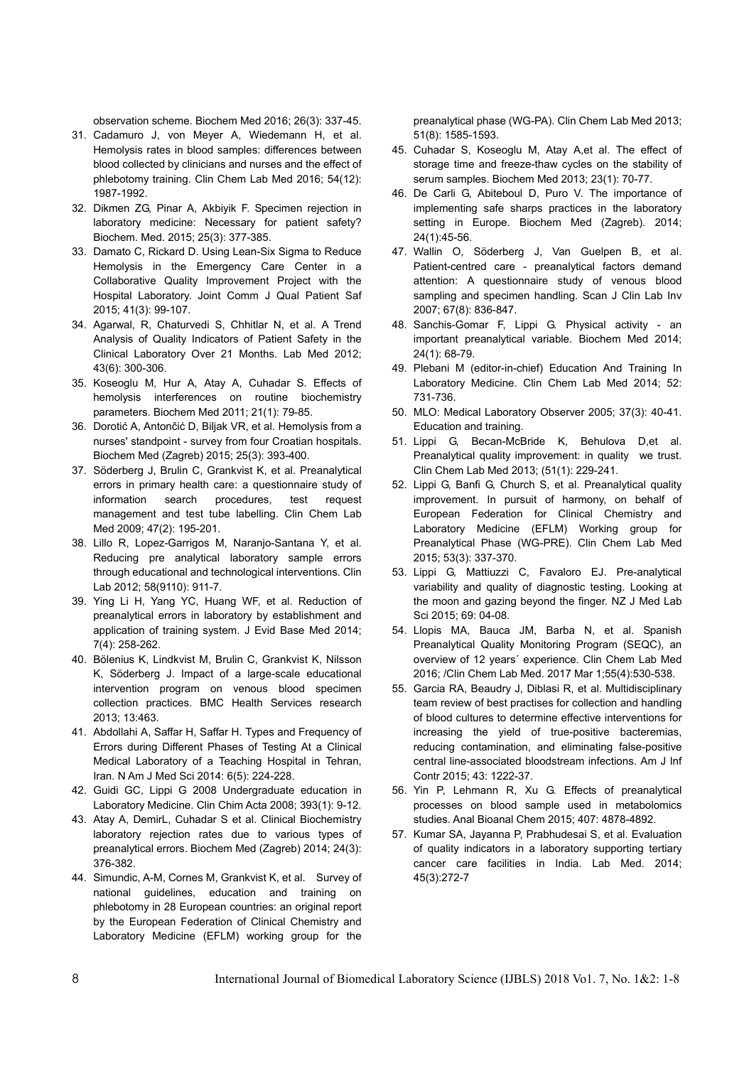observation scheme. Biochem Med 2016; 26(3): 337-45.

31. Cadamuro J, von Meyer A, Wiedemann H, et al. Hemolysis rates in blood samples: differences between blood collected by clinicians and nurses and the effect of phlebotomy training. Clin Chem Lab Med 2016; 54(12): 1987-1992.
32. Dikmen ZG, Pinar A, Akbiyik F. Specimen rejection in laboratory medicine: Necessary for patient safety? Biochem. Med. 2015; 25(3): 377-385.
33. Damato C, Rickard D. Using Lean-Six Sigma to Reduce Hemolysis in the Emergency Care Center in a Collaborative Quality Improvement Project with the Hospital Laboratory. Joint Comm J Qual Patient Saf 2015; 41(3): 99-107.
34. Agarwal, R, Chaturvedi S, Chhitlar N, et al. A Trend Analysis of Quality Indicators of Patient Safety in the Clinical Laboratory Over 21 Months. Lab Med 2012; 43(6): 300-306.
35. Koseoglu M, Hur A, Atay A, Cuhadar S. Effects of hemolysis interferences on routine biochemistry parameters. Biochem Med 2011; 21(1): 79-85.
36. Dorotić A, Antončić D, Biljak VR, et al. Hemolysis from a nurses' standpoint - survey from four Croatian hospitals. Biochem Med (Zagreb) 2015; 25(3): 393-400.
37. Söderberg J, Brulin C, Grankvist K, et al. Preanalytical errors in primary health care: a questionnaire study of information search procedures, test request management and test tube labelling. Clin Chem Lab Med 2009; 47(2): 195-201.
38. Lillo R, Lopez-Garrigos M, Naranjo-Santana Y, et al. Reducing pre analytical laboratory sample errors through educational and technological interventions. Clin Lab 2012; 58(9110): 911-7.
39. Ying Li H, Yang YC, Huang WF, et al. Reduction of preanalytical errors in laboratory by establishment and application of training system. J Evid Base Med 2014; 7(4): 258-262.
40. Bölenius K, Lindkvist M, Brulin C, Grankvist K, Nilsson K, Söderberg J. Impact of a large-scale educational intervention program on venous blood specimen collection practices. BMC Health Services research 2013; 13:463.
41. Abdollahi A, Saffar H, Saffar H. Types and Frequency of Errors during Different Phases of Testing At a Clinical Medical Laboratory of a Teaching Hospital in Tehran, Iran. N Am J Med Sci 2014: 6(5): 224-228.
42. Guidi GC, Lippi G 2008 Undergraduate education in Laboratory Medicine. Clin Chim Acta 2008; 393(1): 9-12.
43. Atay A, DemirL, Cuhadar S et al. Clinical Biochemistry laboratory rejection rates due to various types of preanalytical errors. Biochem Med (Zagreb) 2014; 24(3): 376-382.
44. Simundic, A-M, Cornes M, Grankvist K, et al. Survey of national guidelines, education and training on phlebotomy in 28 European countries: an original report by the European Federation of Clinical Chemistry and Laboratory Medicine (EFLM) working group for the preanalytical phase (WG-PA). Clin Chem Lab Med 2013; 51(8): 1585-1593.
45. Cuhadar S, Koseoglu M, Atay A,et al. The effect of storage time and freeze-thaw cycles on the stability of serum samples. Biochem Med 2013; 23(1): 70-77.
46. De Carli G, Abiteboul D, Puro V. The importance of implementing safe sharps practices in the laboratory setting in Europe. Biochem Med (Zagreb). 2014; 24(1):45-56.
47. Wallin O, Söderberg J, Van Guelpen B, et al. Patient-centred care - preanalytical factors demand attention: A questionnaire study of venous blood sampling and specimen handling. Scan J Clin Lab Inv 2007; 67(8): 836-847.
48. Sanchis-Gomar F, Lippi G. Physical activity - an important preanalytical variable. Biochem Med 2014; 24(1): 68-79.
49. Plebani M (editor-in-chief) Education And Training In Laboratory Medicine. Clin Chem Lab Med 2014; 52: 731-736.
50. MLO: Medical Laboratory Observer 2005; 37(3): 40-41. Education and training.
51. Lippi G, Becan-McBride K, Behulova D,et al. Preanalytical quality improvement: in quality we trust. Clin Chem Lab Med 2013; (51(1): 229-241.
52. Lippi G, Banfi G, Church S, et al. Preanalytical quality improvement. In pursuit of harmony, on behalf of European Federation for Clinical Chemistry and Laboratory Medicine (EFLM) Working group for Preanalytical Phase (WG-PRE). Clin Chem Lab Med 2015; 53(3): 337-370.
53. Lippi G, Mattiuzzi C, Favaloro EJ. Pre-analytical variability and quality of diagnostic testing. Looking at the moon and gazing beyond the finger. NZ J Med Lab Sci 2015; 69: 04-08.
54. Llopis MA, Bauca JM, Barba N, et al. Spanish Preanalytical Quality Monitoring Program (SEQC), an overview of 12 years´ experience. Clin Chem Lab Med 2016; /Clin Chem Lab Med. 2017 Mar 1;55(4):530-538.
55. Garcia RA, Beaudry J, Diblasi R, et al. Multidisciplinary team review of best practises for collection and handling of blood cultures to determine effective interventions for increasing the yield of true-positive bacteremias, reducing contamination, and eliminating false-positive central line-associated bloodstream infections. Am J Inf Contr 2015; 43: 1222-37.
56. Yin P, Lehmann R, Xu G. Effects of preanalytical processes on blood sample used in metabolomics studies. Anal Bioanal Chem 2015; 407: 4878-4892.
57. Kumar SA, Jayanna P, Prabhudesai S, et al. Evaluation of quality indicators in a laboratory supporting tertiary cancer care facilities in India. Lab Med. 2014; 45(3):272-7